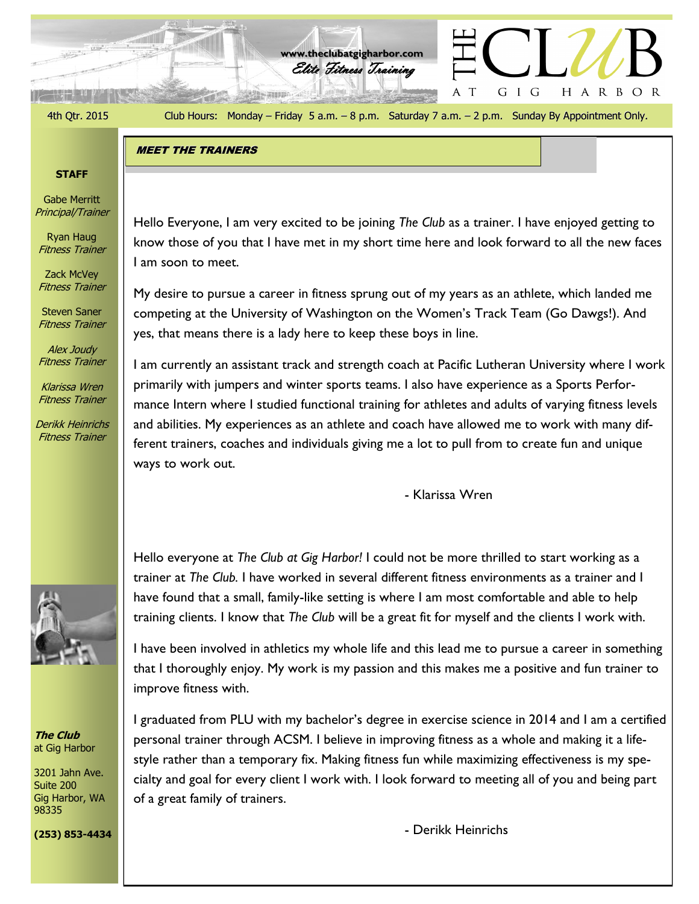www.theclubatgigharbor.com

*Elite Fitness Training*

# THE CLUB AT GIG HARBOR

4th Qtr. 2015

Club Hours: Monday – Friday 5 a.m. – 8 p.m. Saturday 7 a.m. – 2 p.m. Sunday By Appointment Only.

**STAFF**

Gabe Merritt
*Principal/Trainer*

Ryan Haug
*Fitness Trainer*

Zack McVey
*Fitness Trainer*

Steven Saner
*Fitness Trainer*

*Alex Joudy*
*Fitness Trainer*

*Klarissa Wren*
*Fitness Trainer*

*Derikk Heinrichs*
*Fitness Trainer*

***The Club***
at Gig Harbor

3201 Jahn Ave.
Suite 200
Gig Harbor, WA
98335

**(253) 853-4434**

## MEET THE TRAINERS

Hello Everyone, I am very excited to be joining *The Club* as a trainer. I have enjoyed getting to know those of you that I have met in my short time here and look forward to all the new faces I am soon to meet.

My desire to pursue a career in fitness sprung out of my years as an athlete, which landed me competing at the University of Washington on the Women's Track Team (Go Dawgs!). And yes, that means there is a lady here to keep these boys in line.

I am currently an assistant track and strength coach at Pacific Lutheran University where I work primarily with jumpers and winter sports teams. I also have experience as a Sports Performance Intern where I studied functional training for athletes and adults of varying fitness levels and abilities. My experiences as an athlete and coach have allowed me to work with many different trainers, coaches and individuals giving me a lot to pull from to create fun and unique ways to work out.

- Klarissa Wren

Hello everyone at *The Club at Gig Harbor!* I could not be more thrilled to start working as a trainer at *The Club*. I have worked in several different fitness environments as a trainer and I have found that a small, family-like setting is where I am most comfortable and able to help training clients. I know that *The Club* will be a great fit for myself and the clients I work with.

I have been involved in athletics my whole life and this lead me to pursue a career in something that I thoroughly enjoy. My work is my passion and this makes me a positive and fun trainer to improve fitness with.

I graduated from PLU with my bachelor's degree in exercise science in 2014 and I am a certified personal trainer through ACSM. I believe in improving fitness as a whole and making it a lifestyle rather than a temporary fix. Making fitness fun while maximizing effectiveness is my specialty and goal for every client I work with. I look forward to meeting all of you and being part of a great family of trainers.

- Derikk Heinrichs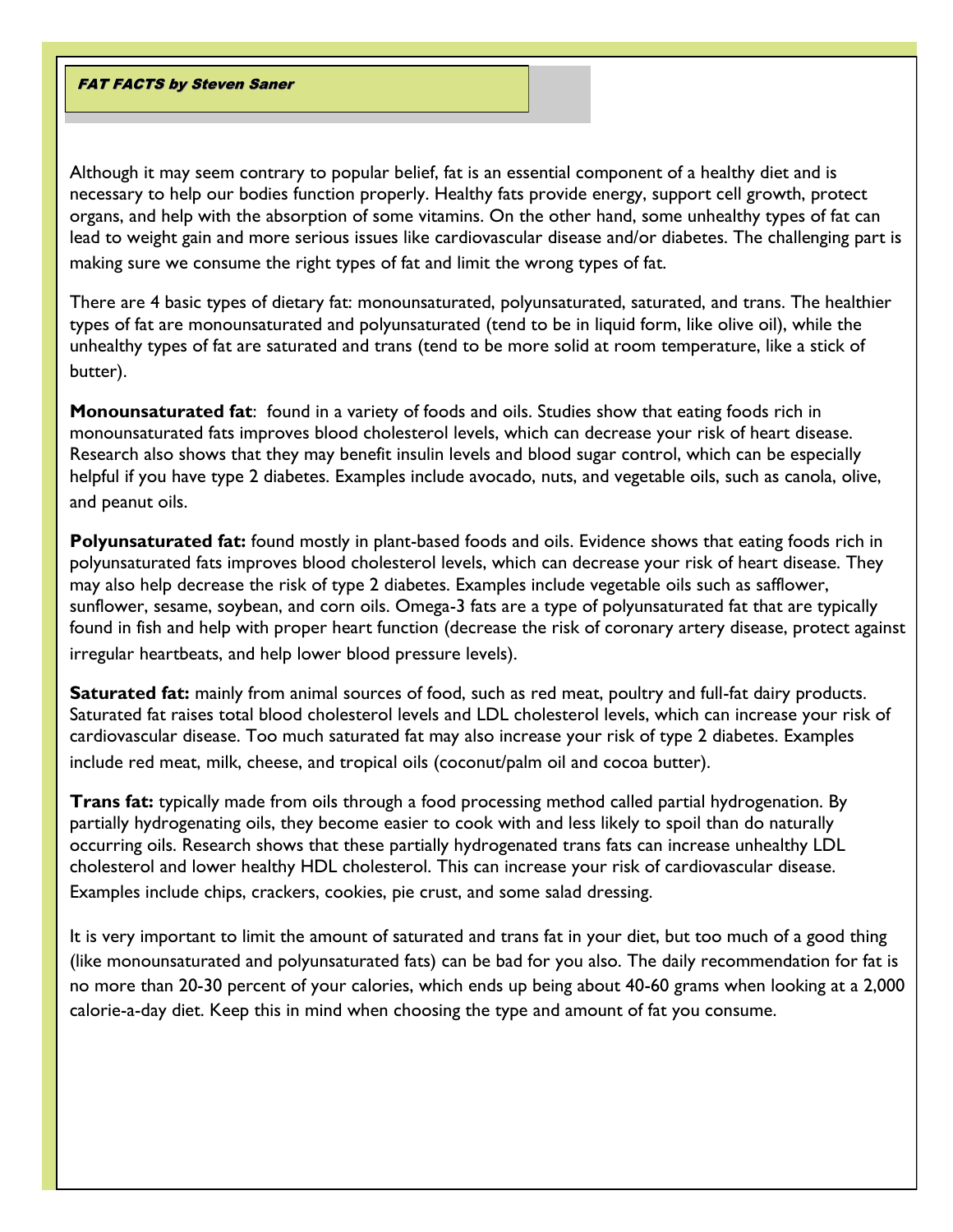## ***FAT FACTS by Steven Saner***

Although it may seem contrary to popular belief, fat is an essential component of a healthy diet and is necessary to help our bodies function properly. Healthy fats provide energy, support cell growth, protect organs, and help with the absorption of some vitamins. On the other hand, some unhealthy types of fat can lead to weight gain and more serious issues like cardiovascular disease and/or diabetes. The challenging part is making sure we consume the right types of fat and limit the wrong types of fat.

There are 4 basic types of dietary fat: monounsaturated, polyunsaturated, saturated, and trans. The healthier types of fat are monounsaturated and polyunsaturated (tend to be in liquid form, like olive oil), while the unhealthy types of fat are saturated and trans (tend to be more solid at room temperature, like a stick of butter).

**Monounsaturated fat**: found in a variety of foods and oils. Studies show that eating foods rich in monounsaturated fats improves blood cholesterol levels, which can decrease your risk of heart disease. Research also shows that they may benefit insulin levels and blood sugar control, which can be especially helpful if you have type 2 diabetes. Examples include avocado, nuts, and vegetable oils, such as canola, olive, and peanut oils.

**Polyunsaturated fat:** found mostly in plant-based foods and oils. Evidence shows that eating foods rich in polyunsaturated fats improves blood cholesterol levels, which can decrease your risk of heart disease. They may also help decrease the risk of type 2 diabetes. Examples include vegetable oils such as safflower, sunflower, sesame, soybean, and corn oils. Omega-3 fats are a type of polyunsaturated fat that are typically found in fish and help with proper heart function (decrease the risk of coronary artery disease, protect against irregular heartbeats, and help lower blood pressure levels).

**Saturated fat:** mainly from animal sources of food, such as red meat, poultry and full-fat dairy products. Saturated fat raises total blood cholesterol levels and LDL cholesterol levels, which can increase your risk of cardiovascular disease. Too much saturated fat may also increase your risk of type 2 diabetes. Examples include red meat, milk, cheese, and tropical oils (coconut/palm oil and cocoa butter).

**Trans fat:** typically made from oils through a food processing method called partial hydrogenation. By partially hydrogenating oils, they become easier to cook with and less likely to spoil than do naturally occurring oils. Research shows that these partially hydrogenated trans fats can increase unhealthy LDL cholesterol and lower healthy HDL cholesterol. This can increase your risk of cardiovascular disease. Examples include chips, crackers, cookies, pie crust, and some salad dressing.

It is very important to limit the amount of saturated and trans fat in your diet, but too much of a good thing (like monounsaturated and polyunsaturated fats) can be bad for you also. The daily recommendation for fat is no more than 20-30 percent of your calories, which ends up being about 40-60 grams when looking at a 2,000 calorie-a-day diet. Keep this in mind when choosing the type and amount of fat you consume.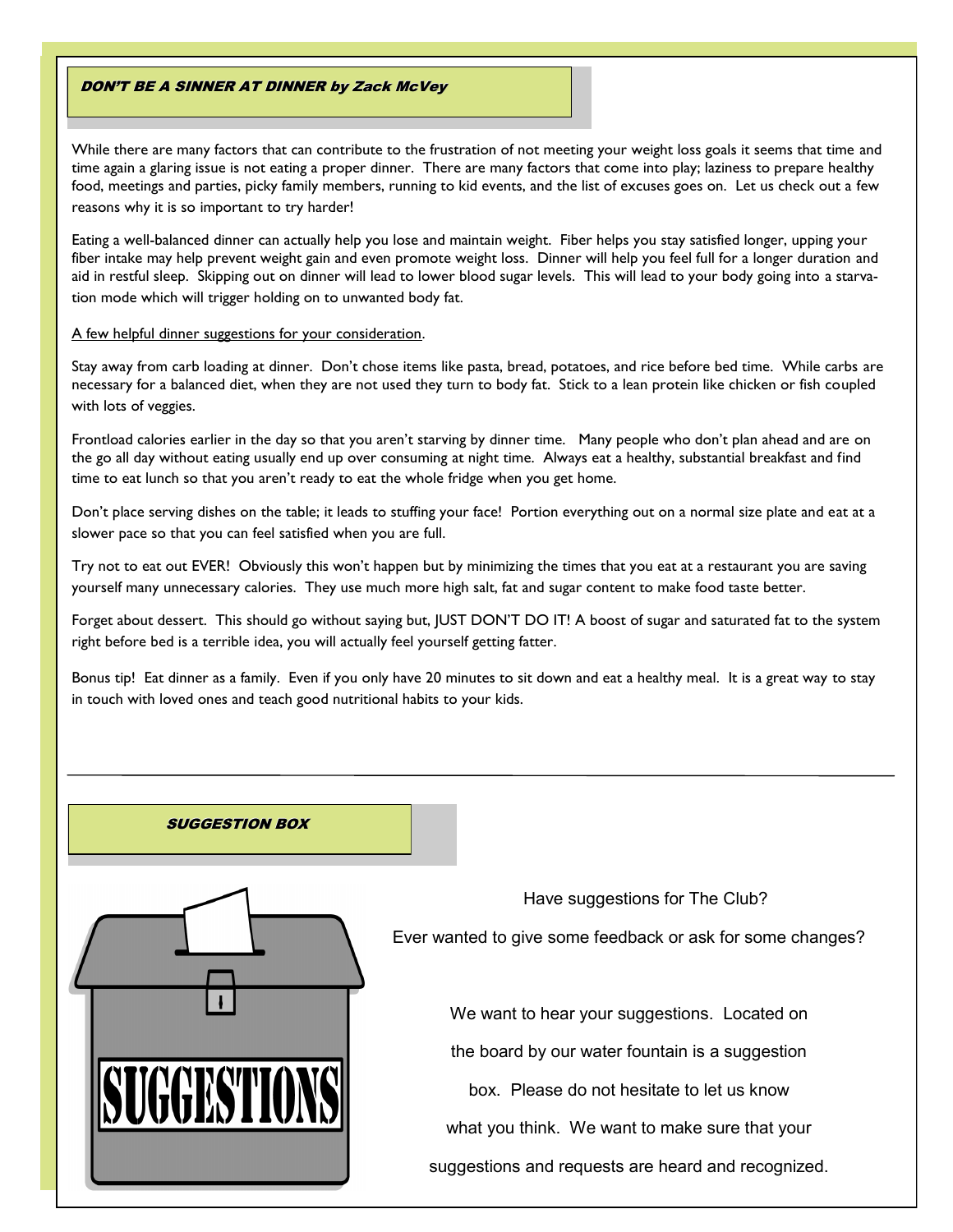## *DON'T BE A SINNER AT DINNER by Zack McVey*

While there are many factors that can contribute to the frustration of not meeting your weight loss goals it seems that time and time again a glaring issue is not eating a proper dinner. There are many factors that come into play; laziness to prepare healthy food, meetings and parties, picky family members, running to kid events, and the list of excuses goes on. Let us check out a few reasons why it is so important to try harder!

Eating a well-balanced dinner can actually help you lose and maintain weight. Fiber helps you stay satisfied longer, upping your fiber intake may help prevent weight gain and even promote weight loss. Dinner will help you feel full for a longer duration and aid in restful sleep. Skipping out on dinner will lead to lower blood sugar levels. This will lead to your body going into a starvation mode which will trigger holding on to unwanted body fat.

<u>A few helpful dinner suggestions for your consideration</u>.

Stay away from carb loading at dinner. Don't chose items like pasta, bread, potatoes, and rice before bed time. While carbs are necessary for a balanced diet, when they are not used they turn to body fat. Stick to a lean protein like chicken or fish coupled with lots of veggies.

Frontload calories earlier in the day so that you aren't starving by dinner time. Many people who don't plan ahead and are on the go all day without eating usually end up over consuming at night time. Always eat a healthy, substantial breakfast and find time to eat lunch so that you aren't ready to eat the whole fridge when you get home.

Don't place serving dishes on the table; it leads to stuffing your face! Portion everything out on a normal size plate and eat at a slower pace so that you can feel satisfied when you are full.

Try not to eat out EVER! Obviously this won't happen but by minimizing the times that you eat at a restaurant you are saving yourself many unnecessary calories. They use much more high salt, fat and sugar content to make food taste better.

Forget about dessert. This should go without saying but, JUST DON'T DO IT! A boost of sugar and saturated fat to the system right before bed is a terrible idea, you will actually feel yourself getting fatter.

Bonus tip! Eat dinner as a family. Even if you only have 20 minutes to sit down and eat a healthy meal. It is a great way to stay in touch with loved ones and teach good nutritional habits to your kids.

---

## *SUGGESTION BOX*

SUGGESTIONS

Have suggestions for The Club?

Ever wanted to give some feedback or ask for some changes?

We want to hear your suggestions. Located on the board by our water fountain is a suggestion box. Please do not hesitate to let us know what you think. We want to make sure that your suggestions and requests are heard and recognized.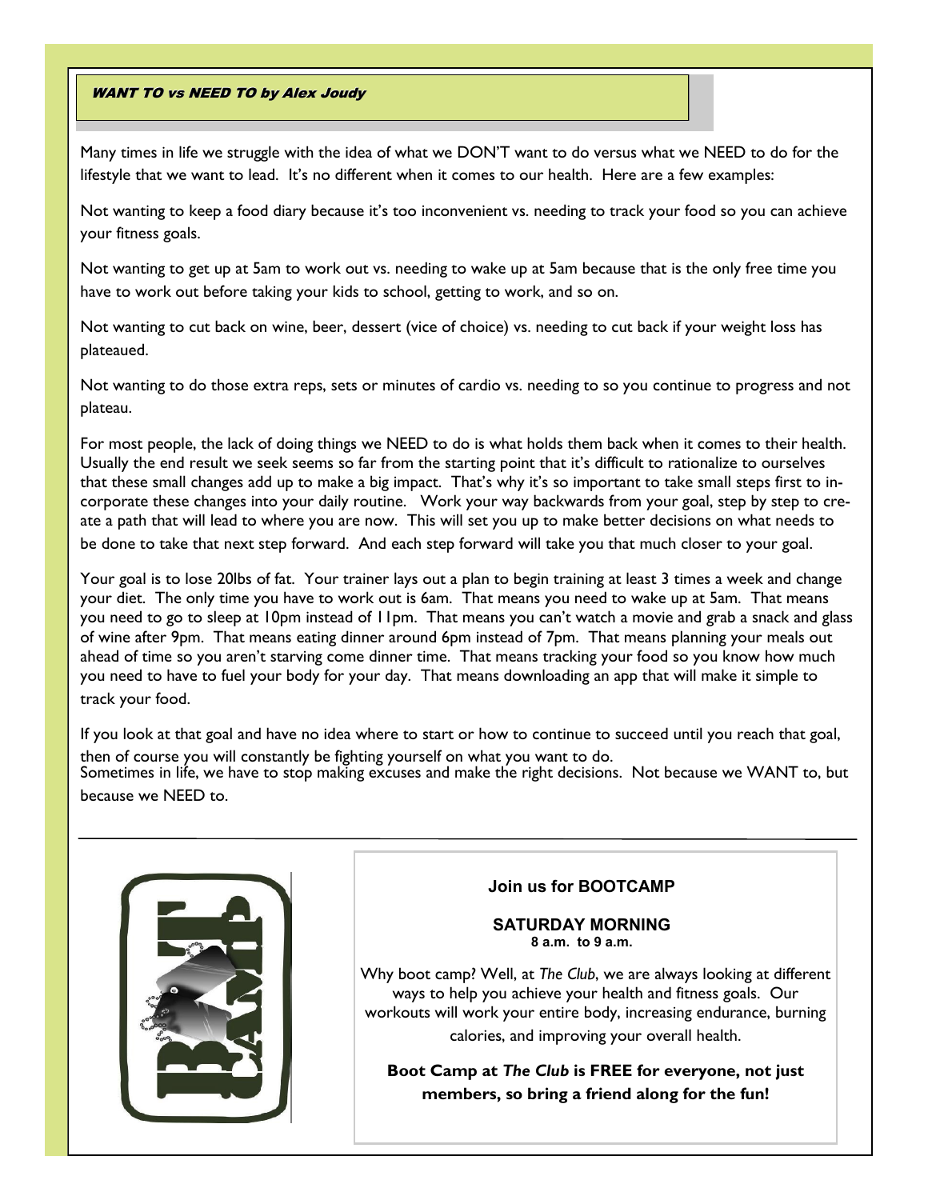## *WANT TO vs NEED TO by Alex Joudy*

Many times in life we struggle with the idea of what we DON'T want to do versus what we NEED to do for the lifestyle that we want to lead. It's no different when it comes to our health. Here are a few examples:

Not wanting to keep a food diary because it's too inconvenient vs. needing to track your food so you can achieve your fitness goals.

Not wanting to get up at 5am to work out vs. needing to wake up at 5am because that is the only free time you have to work out before taking your kids to school, getting to work, and so on.

Not wanting to cut back on wine, beer, dessert (vice of choice) vs. needing to cut back if your weight loss has plateaued.

Not wanting to do those extra reps, sets or minutes of cardio vs. needing to so you continue to progress and not plateau.

For most people, the lack of doing things we NEED to do is what holds them back when it comes to their health. Usually the end result we seek seems so far from the starting point that it's difficult to rationalize to ourselves that these small changes add up to make a big impact. That's why it's so important to take small steps first to incorporate these changes into your daily routine. Work your way backwards from your goal, step by step to create a path that will lead to where you are now. This will set you up to make better decisions on what needs to be done to take that next step forward. And each step forward will take you that much closer to your goal.

Your goal is to lose 20lbs of fat. Your trainer lays out a plan to begin training at least 3 times a week and change your diet. The only time you have to work out is 6am. That means you need to wake up at 5am. That means you need to go to sleep at 10pm instead of 11pm. That means you can't watch a movie and grab a snack and glass of wine after 9pm. That means eating dinner around 6pm instead of 7pm. That means planning your meals out ahead of time so you aren't starving come dinner time. That means tracking your food so you know how much you need to have to fuel your body for your day. That means downloading an app that will make it simple to track your food.

If you look at that goal and have no idea where to start or how to continue to succeed until you reach that goal, then of course you will constantly be fighting yourself on what you want to do.

Sometimes in life, we have to stop making excuses and make the right decisions. Not because we WANT to, but because we NEED to.

---

**Join us for BOOTCAMP**

**SATURDAY MORNING**
**8 a.m. to 9 a.m.**

Why boot camp? Well, at *The Club*, we are always looking at different ways to help you achieve your health and fitness goals. Our workouts will work your entire body, increasing endurance, burning calories, and improving your overall health.

**Boot Camp at *The Club* is FREE for everyone, not just members, so bring a friend along for the fun!**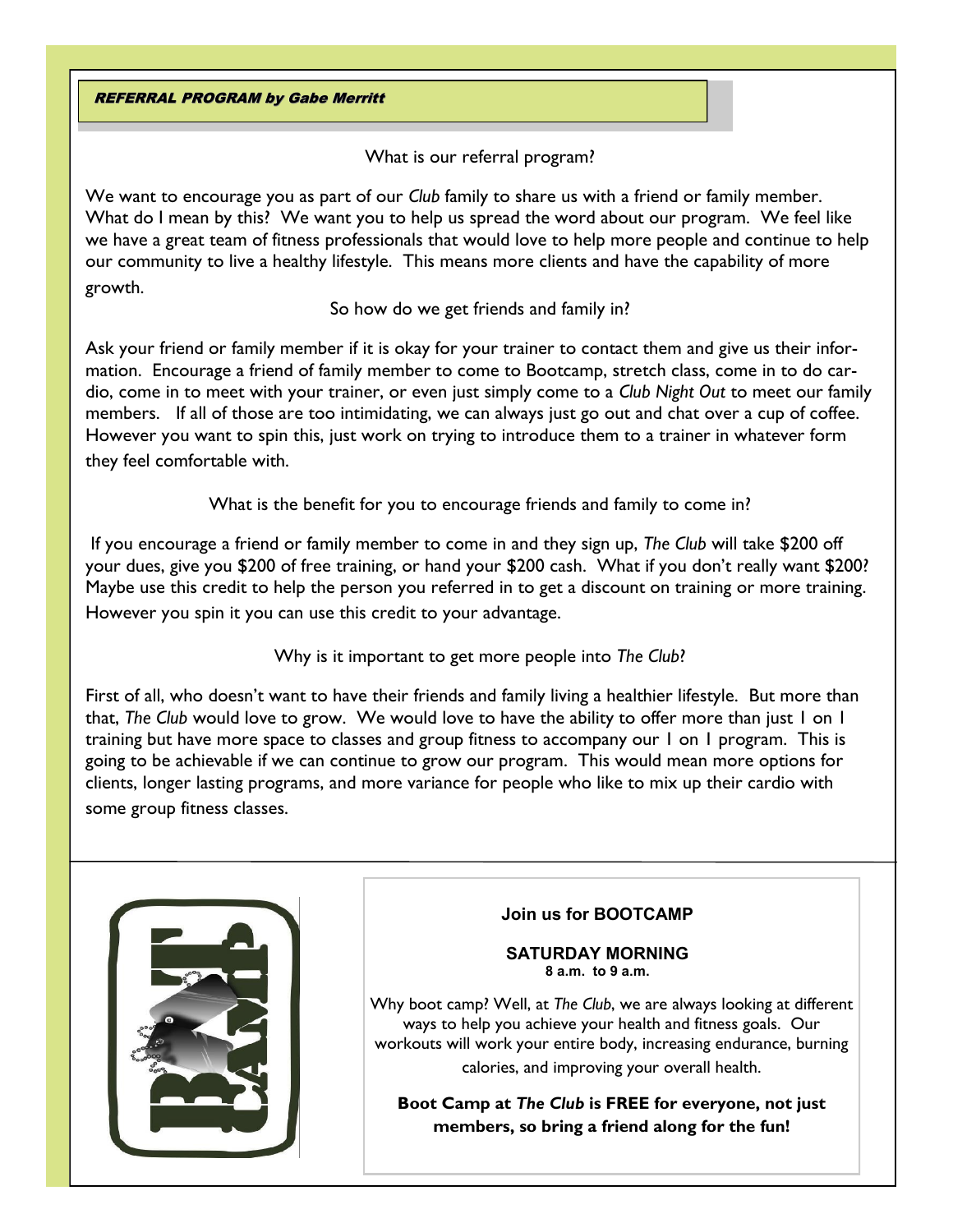## *REFERRAL PROGRAM by Gabe Merritt*

What is our referral program?

We want to encourage you as part of our *Club* family to share us with a friend or family member. What do I mean by this? We want you to help us spread the word about our program. We feel like we have a great team of fitness professionals that would love to help more people and continue to help our community to live a healthy lifestyle. This means more clients and have the capability of more growth.

So how do we get friends and family in?

Ask your friend or family member if it is okay for your trainer to contact them and give us their information. Encourage a friend of family member to come to Bootcamp, stretch class, come in to do cardio, come in to meet with your trainer, or even just simply come to a *Club Night Out* to meet our family members. If all of those are too intimidating, we can always just go out and chat over a cup of coffee. However you want to spin this, just work on trying to introduce them to a trainer in whatever form they feel comfortable with.

What is the benefit for you to encourage friends and family to come in?

If you encourage a friend or family member to come in and they sign up, *The Club* will take $200 off your dues, give you $200 of free training, or hand your $200 cash. What if you don't really want $200? Maybe use this credit to help the person you referred in to get a discount on training or more training. However you spin it you can use this credit to your advantage.

Why is it important to get more people into *The Club*?

First of all, who doesn't want to have their friends and family living a healthier lifestyle. But more than that, *The Club* would love to grow. We would love to have the ability to offer more than just 1 on 1 training but have more space to classes and group fitness to accompany our 1 on 1 program. This is going to be achievable if we can continue to grow our program. This would mean more options for clients, longer lasting programs, and more variance for people who like to mix up their cardio with some group fitness classes.

**Join us for BOOTCAMP**

**SATURDAY MORNING**
**8 a.m. to 9 a.m.**

Why boot camp? Well, at *The Club*, we are always looking at different ways to help you achieve your health and fitness goals. Our workouts will work your entire body, increasing endurance, burning calories, and improving your overall health.

**Boot Camp at *The Club* is FREE for everyone, not just members, so bring a friend along for the fun!**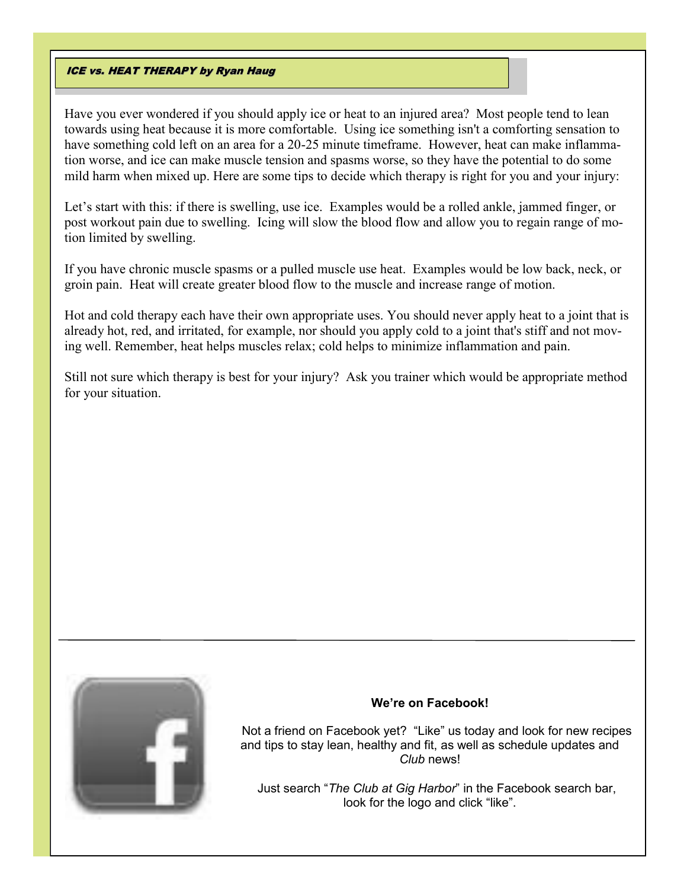## *ICE vs. HEAT THERAPY by Ryan Haug*

Have you ever wondered if you should apply ice or heat to an injured area? Most people tend to lean towards using heat because it is more comfortable. Using ice something isn't a comforting sensation to have something cold left on an area for a 20-25 minute timeframe. However, heat can make inflammation worse, and ice can make muscle tension and spasms worse, so they have the potential to do some mild harm when mixed up. Here are some tips to decide which therapy is right for you and your injury:

Let's start with this: if there is swelling, use ice. Examples would be a rolled ankle, jammed finger, or post workout pain due to swelling. Icing will slow the blood flow and allow you to regain range of motion limited by swelling.

If you have chronic muscle spasms or a pulled muscle use heat. Examples would be low back, neck, or groin pain. Heat will create greater blood flow to the muscle and increase range of motion.

Hot and cold therapy each have their own appropriate uses. You should never apply heat to a joint that is already hot, red, and irritated, for example, nor should you apply cold to a joint that's stiff and not moving well. Remember, heat helps muscles relax; cold helps to minimize inflammation and pain.

Still not sure which therapy is best for your injury? Ask you trainer which would be appropriate method for your situation.

---

**We're on Facebook!**

Not a friend on Facebook yet? "Like" us today and look for new recipes and tips to stay lean, healthy and fit, as well as schedule updates and *Club* news!

Just search "*The Club at Gig Harbor*" in the Facebook search bar, look for the logo and click "like".